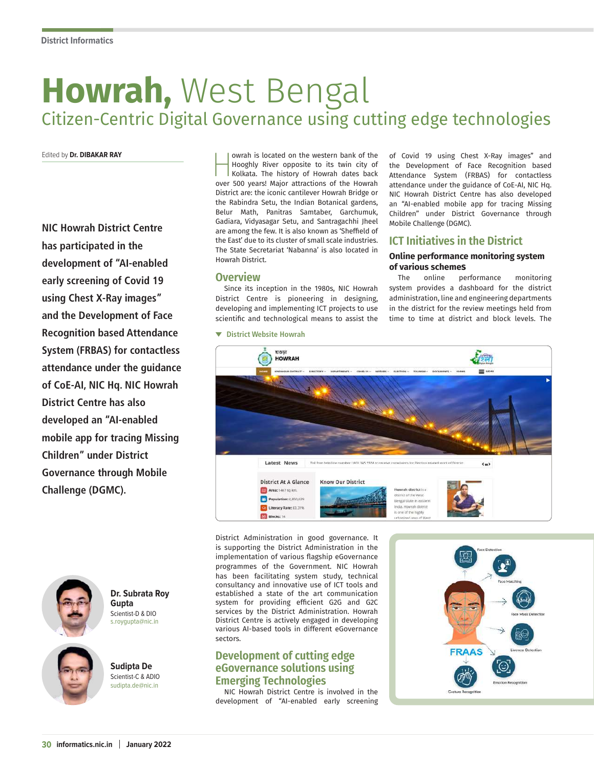# Howrah, West Bengal

## Citizen-Centric Digital Governance using cutting edge technologies

Edited by **Dr. DIBAKAR RAY**

**NIC Howrah District Centre has participated in the development of "AI-enabled early screening of Covid 19 using Chest X-Ray images" and the Development of Face Recognition based Attendance System (FRBAS) for contactless attendance under the guidance of CoE-AI, NIC Hq. NIC Howrah District Centre has also developed an "AI-enabled mobile app for tracing Missing Children" under District Governance through Mobile Challenge (DGMC).**

Howrah is located on the western bank of the Hooghly River opposite to its twin city of Kolkata. The history of Howrah dates back over 500 years! Major attractions of the Howrah District are: the iconic cantilever Howrah Bridge or the Rabindra Setu, the Indian Botanical gardens, Belur Math, Panitras Samtaber, Garchumuk, Gadiara, Vidyasagar Setu, and Santragachhi Jheel are among the few. It is also known as 'Sheffield of the East' due to its cluster of small scale industries. The State Secretariat 'Nabanna' is also located in Howrah District.

## Overview

Since its inception in the 1980s, NIC Howrah District Centre is pioneering in designing, developing and implementing ICT projects to use scientific and technological means to assist the District Administration in good governance. It is supporting the District Administration in the implementation of various flagship eGovernance programmes of the Government. NIC Howrah has been facilitating system study, technical consultancy and innovative use of ICT tools and established a state of the art communication system for providing efficient G2G and G2C services by the District Administration. Howrah District Centre is actively engaged in developing various AI-based tools in different eGovernance sectors.

▼ District Website Howrah

## Development of cutting edge eGovernance solutions using Emerging Technologies

NIC Howrah District Centre is involved in the development of "AI-enabled early screening of Covid 19 using Chest X-Ray images" and the Development of Face Recognition based Attendance System (FRBAS) for contactless attendance under the guidance of CoE-AI, NIC Hq. NIC Howrah District Centre has also developed an "AI-enabled mobile app for tracing Missing Children" under District Governance through Mobile Challenge (DGMC).

## ICT Initiatives in the District

### Online performance monitoring system of various schemes

The online performance monitoring system provides a dashboard for the district administration, line and engineering departments in the district for the review meetings held from time to time at district and block levels. The

**Dr. Subrata Roy Gupta**
Scientist-D & DIO
s.roygupta@nic.in

**Sudipta De**
Scientist-C & ADIO
sudipta.de@nic.in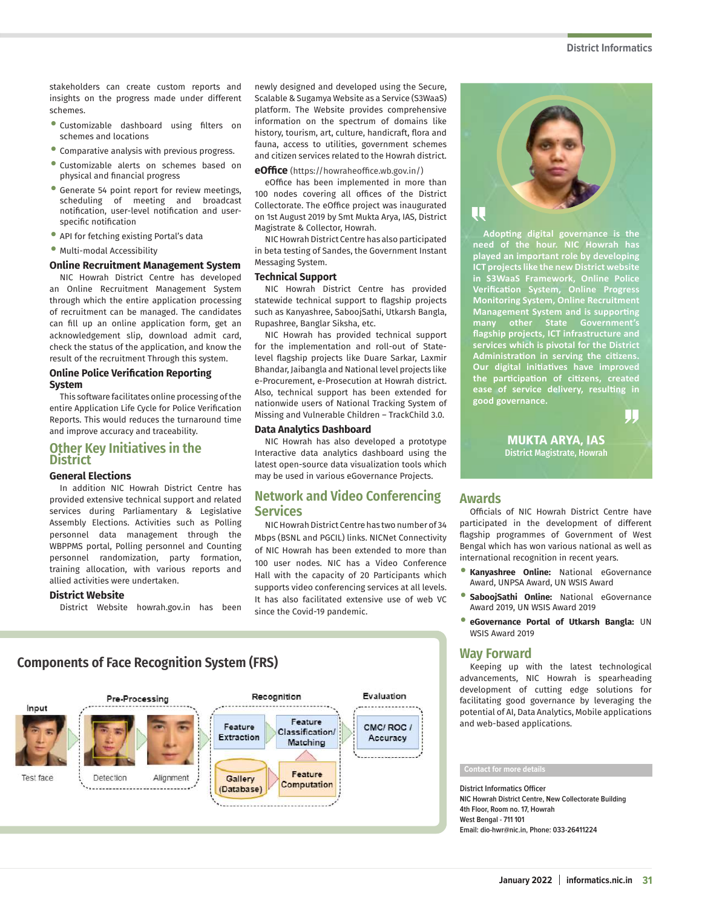stakeholders can create custom reports and insights on the progress made under different schemes.

- Customizable dashboard using filters on schemes and locations
- Comparative analysis with previous progress.
- Customizable alerts on schemes based on physical and financial progress
- Generate 54 point report for review meetings, scheduling of meeting and broadcast notification, user-level notification and user-specific notification
- API for fetching existing Portal's data
- Multi-modal Accessibility

### Online Recruitment Management System

NIC Howrah District Centre has developed an Online Recruitment Management System through which the entire application processing of recruitment can be managed. The candidates can fill up an online application form, get an acknowledgement slip, download admit card, check the status of the application, and know the result of the recruitment Through this system.

### Online Police Verification Reporting System

This software facilitates online processing of the entire Application Life Cycle for Police Verification Reports. This would reduces the turnaround time and improve accuracy and traceability.

## Other Key Initiatives in the District

### General Elections

In addition NIC Howrah District Centre has provided extensive technical support and related services during Parliamentary & Legislative Assembly Elections. Activities such as Polling personnel data management through the WBPPMS portal, Polling personnel and Counting personnel randomization, party formation, training allocation, with various reports and allied activities were undertaken.

### District Website

District Website howrah.gov.in has been newly designed and developed using the Secure, Scalable & Sugamya Website as a Service (S3WaaS) platform. The Website provides comprehensive information on the spectrum of domains like history, tourism, art, culture, handicraft, flora and fauna, access to utilities, government schemes and citizen services related to the Howrah district.

### eOffice (https://howraheoffice.wb.gov.in/)

eOffice has been implemented in more than 100 nodes covering all offices of the District Collectorate. The eOffice project was inaugurated on 1st August 2019 by Smt Mukta Arya, IAS, District Magistrate & Collector, Howrah.

NIC Howrah District Centre has also participated in beta testing of Sandes, the Government Instant Messaging System.

### Technical Support

NIC Howrah District Centre has provided statewide technical support to flagship projects such as Kanyashree, SaboojSathi, Utkarsh Bangla, Rupashree, Banglar Siksha, etc.

NIC Howrah has provided technical support for the implementation and roll-out of State-level flagship projects like Duare Sarkar, Laxmir Bhandar, Jaibangla and National level projects like e-Procurement, e-Prosecution at Howrah district. Also, technical support has been extended for nationwide users of National Tracking System of Missing and Vulnerable Children – TrackChild 3.0.

### Data Analytics Dashboard

NIC Howrah has also developed a prototype Interactive data analytics dashboard using the latest open-source data visualization tools which may be used in various eGovernance Projects.

## Network and Video Conferencing Services

NIC Howrah District Centre has two number of 34 Mbps (BSNL and PGCIL) links. NICNet Connectivity of NIC Howrah has been extended to more than 100 user nodes. NIC has a Video Conference Hall with the capacity of 20 Participants which supports video conferencing services at all levels. It has also facilitated extensive use of web VC since the Covid-19 pandemic.

**Adopting digital governance is the need of the hour. NIC Howrah has played an important role by developing ICT projects like the new District website in S3WaaS Framework, Online Police Verification System, Online Progress Monitoring System, Online Recruitment Management System and is supporting many other State Government's flagship projects, ICT infrastructure and services which is pivotal for the District Administration in serving the citizens. Our digital initiatives have improved the participation of citizens, created ease of service delivery, resulting in good governance.**

**MUKTA ARYA, IAS**
District Magistrate, Howrah

## Awards

Officials of NIC Howrah District Centre have participated in the development of different flagship programmes of Government of West Bengal which has won various national as well as international recognition in recent years.

- **Kanyashree Online:** National eGovernance Award, UNPSA Award, UN WSIS Award
- **SaboojSathi Online:** National eGovernance Award 2019, UN WSIS Award 2019
- **eGovernance Portal of Utkarsh Bangla:** UN WSIS Award 2019

## Way Forward

Keeping up with the latest technological advancements, NIC Howrah is spearheading development of cutting edge solutions for facilitating good governance by leveraging the potential of AI, Data Analytics, Mobile applications and web-based applications.

### Components of Face Recognition System (FRS)

Input
Pre-Processing
Recognition
Evaluation
Test face
Detection
Alignment
Feature Extraction
Feature Classification/ Matching
Gallery (Database)
Feature Computation
CMC/ ROC / Accuracy

**Contact for more details**

District Informatics Officer
NIC Howrah District Centre, New Collectorate Building
4th Floor, Room no. 17, Howrah
West Bengal - 711 101
Email: dio-hwr@nic.in, Phone: 033-26411224